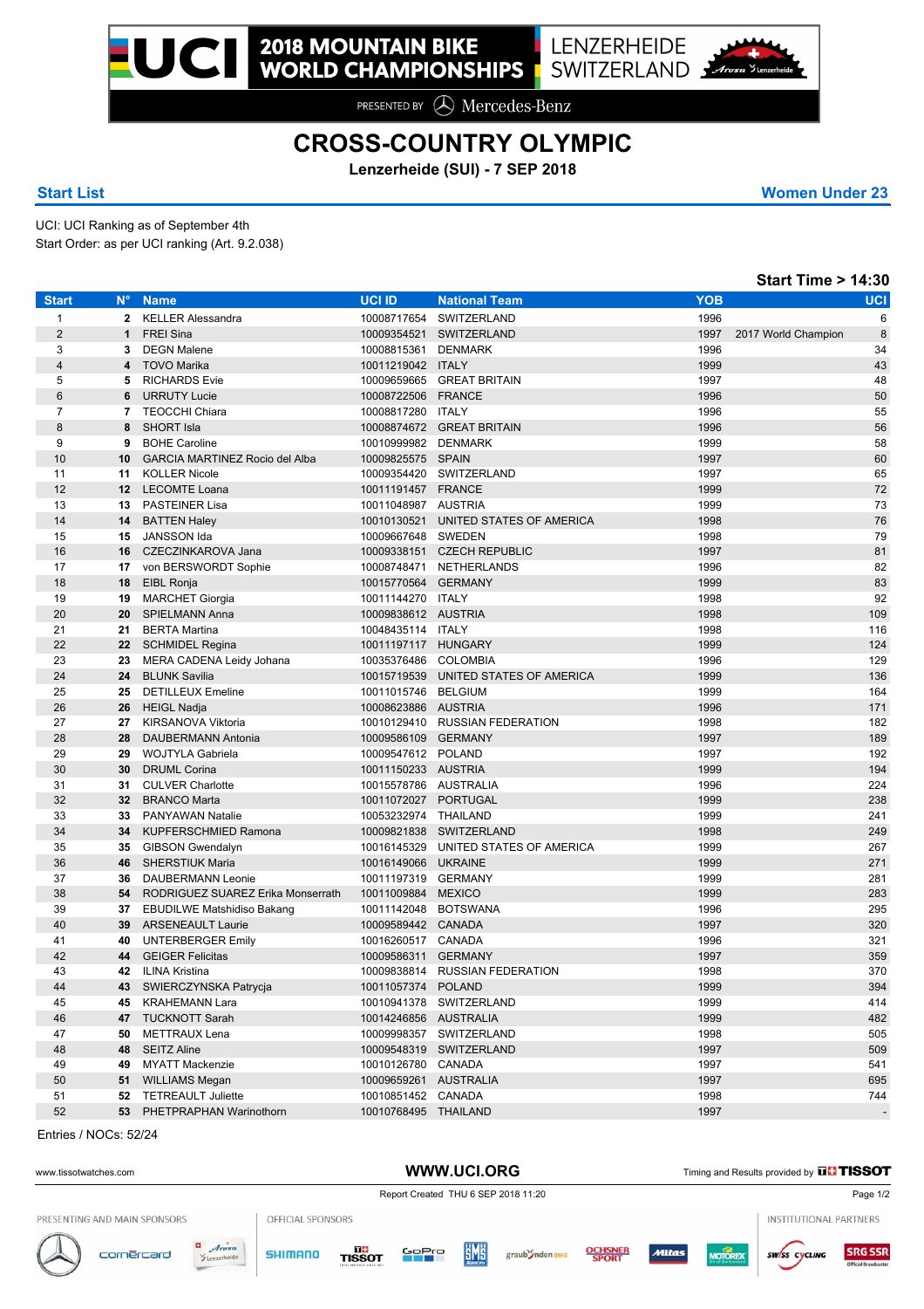# 2018 MOUNTAIN BIKE WORLD CHAMPIONSHIPS

LENZERHEIDE SWITZERLAND

PRESENTED BY Mercedes-Benz

## CROSS-COUNTRY OLYMPIC

**Lenzerheide (SUI) - 7 SEP 2018**

**Start List** | **Women Under 23**

UCI: UCI Ranking as of September 4th
Start Order: as per UCI ranking (Art. 9.2.038)

**Start Time > 14:30**

| Start | N° | Name | UCI ID | National Team | YOB | | UCI |
|---|---|---|---|---|---|---|---|
| 1 | 2 | KELLER Alessandra | 10008717654 | SWITZERLAND | 1996 | | 6 |
| 2 | 1 | FREI Sina | 10009354521 | SWITZERLAND | 1997 | 2017 World Champion | 8 |
| 3 | 3 | DEGN Malene | 10008815361 | DENMARK | 1996 | | 34 |
| 4 | 4 | TOVO Marika | 10011219042 | ITALY | 1999 | | 43 |
| 5 | 5 | RICHARDS Evie | 10009659665 | GREAT BRITAIN | 1997 | | 48 |
| 6 | 6 | URRUTY Lucie | 10008722506 | FRANCE | 1996 | | 50 |
| 7 | 7 | TEOCCHI Chiara | 10008817280 | ITALY | 1996 | | 55 |
| 8 | 8 | SHORT Isla | 10008874672 | GREAT BRITAIN | 1996 | | 56 |
| 9 | 9 | BOHE Caroline | 10010999982 | DENMARK | 1999 | | 58 |
| 10 | 10 | GARCIA MARTINEZ Rocio del Alba | 10009825575 | SPAIN | 1997 | | 60 |
| 11 | 11 | KOLLER Nicole | 10009354420 | SWITZERLAND | 1997 | | 65 |
| 12 | 12 | LECOMTE Loana | 10011191457 | FRANCE | 1999 | | 72 |
| 13 | 13 | PASTEINER Lisa | 10011048987 | AUSTRIA | 1999 | | 73 |
| 14 | 14 | BATTEN Haley | 10010130521 | UNITED STATES OF AMERICA | 1998 | | 76 |
| 15 | 15 | JANSSON Ida | 10009667648 | SWEDEN | 1998 | | 79 |
| 16 | 16 | CZECZINKAROVA Jana | 10009338151 | CZECH REPUBLIC | 1997 | | 81 |
| 17 | 17 | von BERSWORDT Sophie | 10008748471 | NETHERLANDS | 1996 | | 82 |
| 18 | 18 | EIBL Ronja | 10015770564 | GERMANY | 1999 | | 83 |
| 19 | 19 | MARCHET Giorgia | 10011144270 | ITALY | 1998 | | 92 |
| 20 | 20 | SPIELMANN Anna | 10009838612 | AUSTRIA | 1998 | | 109 |
| 21 | 21 | BERTA Martina | 10048435114 | ITALY | 1998 | | 116 |
| 22 | 22 | SCHMIDEL Regina | 10011197117 | HUNGARY | 1999 | | 124 |
| 23 | 23 | MERA CADENA Leidy Johana | 10035376486 | COLOMBIA | 1996 | | 129 |
| 24 | 24 | BLUNK Savilia | 10015719539 | UNITED STATES OF AMERICA | 1999 | | 136 |
| 25 | 25 | DETILLEUX Emeline | 10011015746 | BELGIUM | 1999 | | 164 |
| 26 | 26 | HEIGL Nadja | 10008623886 | AUSTRIA | 1996 | | 171 |
| 27 | 27 | KIRSANOVA Viktoria | 10010129410 | RUSSIAN FEDERATION | 1998 | | 182 |
| 28 | 28 | DAUBERMANN Antonia | 10009586109 | GERMANY | 1997 | | 189 |
| 29 | 29 | WOJTYLA Gabriela | 10009547612 | POLAND | 1997 | | 192 |
| 30 | 30 | DRUML Corina | 10011150233 | AUSTRIA | 1999 | | 194 |
| 31 | 31 | CULVER Charlotte | 10015578786 | AUSTRALIA | 1996 | | 224 |
| 32 | 32 | BRANCO Marta | 10011072027 | PORTUGAL | 1999 | | 238 |
| 33 | 33 | PANYAWAN Natalie | 10053232974 | THAILAND | 1999 | | 241 |
| 34 | 34 | KUPFERSCHMIED Ramona | 10009821838 | SWITZERLAND | 1998 | | 249 |
| 35 | 35 | GIBSON Gwendalyn | 10016145329 | UNITED STATES OF AMERICA | 1999 | | 267 |
| 36 | 46 | SHERSTIUK Maria | 10016149066 | UKRAINE | 1999 | | 271 |
| 37 | 36 | DAUBERMANN Leonie | 10011197319 | GERMANY | 1999 | | 281 |
| 38 | 54 | RODRIGUEZ SUAREZ Erika Monserrath | 10011009884 | MEXICO | 1999 | | 283 |
| 39 | 37 | EBUDILWE Matshidiso Bakang | 10011142048 | BOTSWANA | 1996 | | 295 |
| 40 | 39 | ARSENEAULT Laurie | 10009589442 | CANADA | 1997 | | 320 |
| 41 | 40 | UNTERBERGER Emily | 10016260517 | CANADA | 1996 | | 321 |
| 42 | 44 | GEIGER Felicitas | 10009586311 | GERMANY | 1997 | | 359 |
| 43 | 42 | ILINA Kristina | 10009838814 | RUSSIAN FEDERATION | 1998 | | 370 |
| 44 | 43 | SWIERCZYNSKA Patrycja | 10011057374 | POLAND | 1999 | | 394 |
| 45 | 45 | KRAHEMANN Lara | 10010941378 | SWITZERLAND | 1999 | | 414 |
| 46 | 47 | TUCKNOTT Sarah | 10014246856 | AUSTRALIA | 1999 | | 482 |
| 47 | 50 | METTRAUX Lena | 10009998357 | SWITZERLAND | 1998 | | 505 |
| 48 | 48 | SEITZ Aline | 10009548319 | SWITZERLAND | 1997 | | 509 |
| 49 | 49 | MYATT Mackenzie | 10010126780 | CANADA | 1997 | | 541 |
| 50 | 51 | WILLIAMS Megan | 10009659261 | AUSTRALIA | 1997 | | 695 |
| 51 | 52 | TETREAULT Juliette | 10010851452 | CANADA | 1998 | | 744 |
| 52 | 53 | PHETPRAPHAN Warinothorn | 10010768495 | THAILAND | 1997 | | - |

Entries / NOCs: 52/24

www.tissotwatches.com | WWW.UCI.ORG | Timing and Results provided by TISSOT

Report Created THU 6 SEP 2018 11:20

PRESENTING AND MAIN SPONSORS | OFFICIAL SPONSORS | INSTITUTIONAL PARTNERS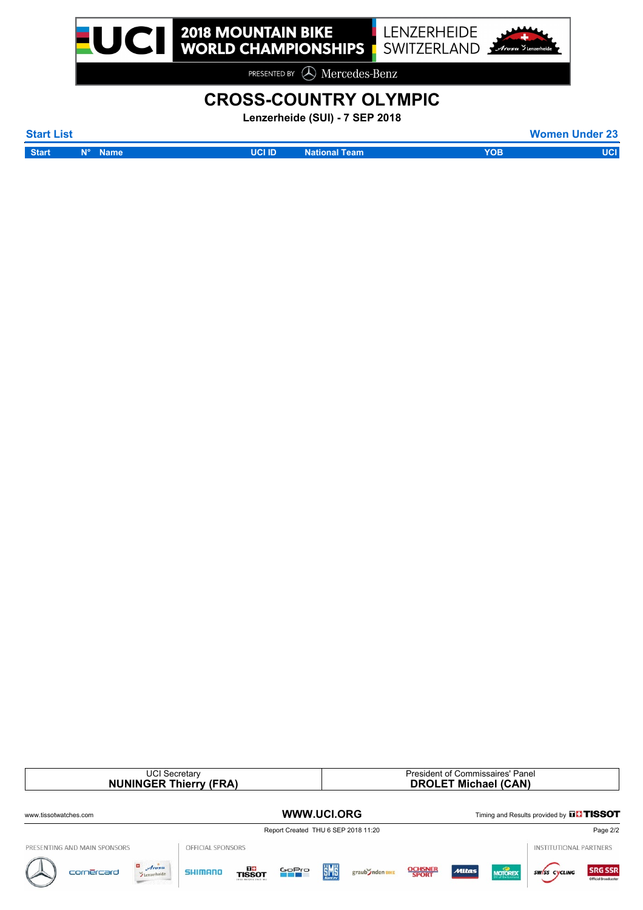# CROSS-COUNTRY OLYMPIC

**Lenzerheide (SUI) - 7 SEP 2018**

**Start List** **Women Under 23**

| Start | N° | Name | UCI ID | National Team | YOB | UCI |
|---|---|---|---|---|---|---|

| UCI Secretary | President of Commissaires' Panel |
|---|---|
| **NUNINGER Thierry (FRA)** | **DROLET Michael (CAN)** |

www.tissotwatches.com WWW.UCI.ORG Timing and Results provided by TISSOT

Report Created THU 6 SEP 2018 11:20